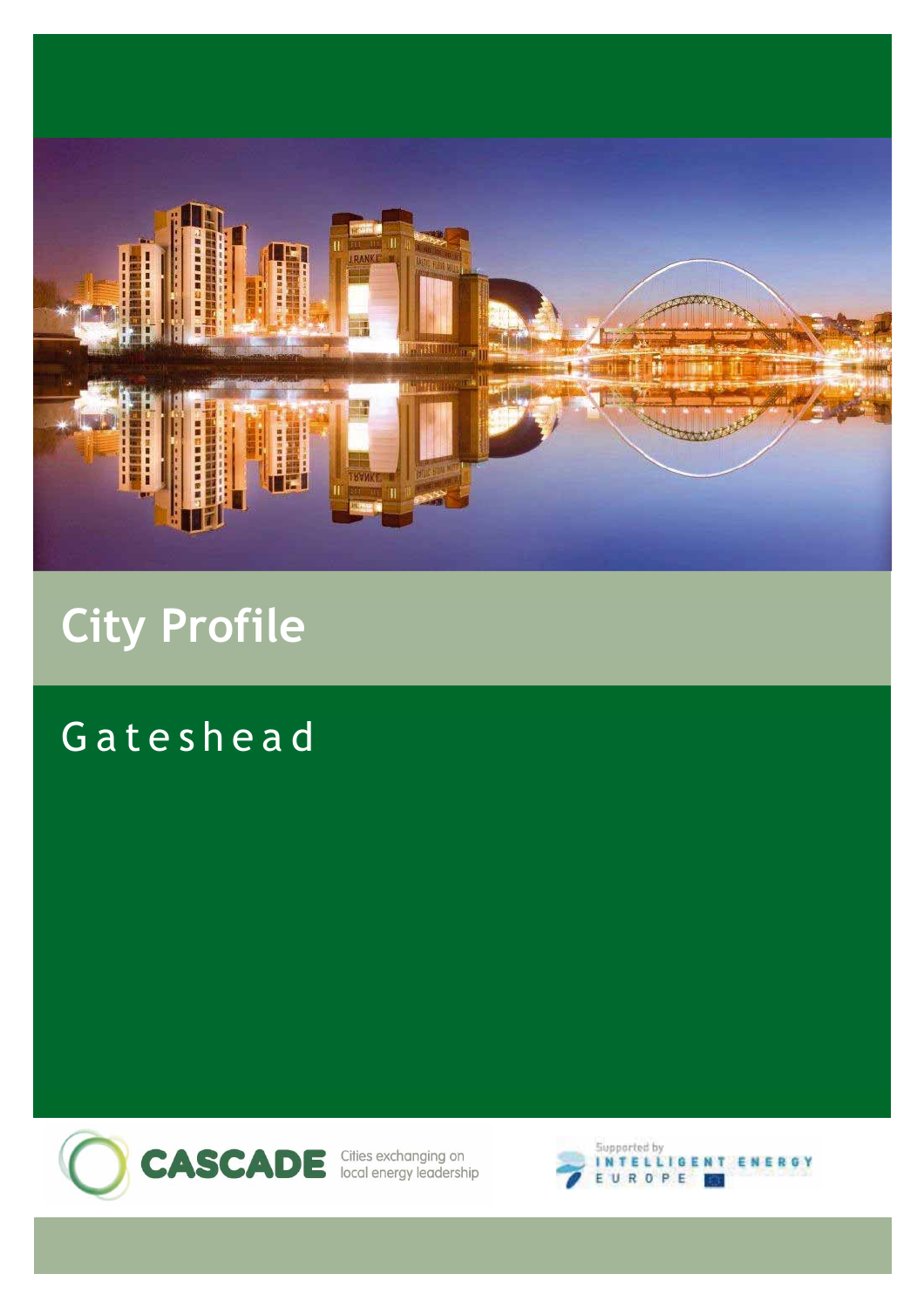# City Profile

## Gateshead

CASCADE Cities exchanging on local energy leadership

Supported by INTELLIGENT ENERGY EUROPE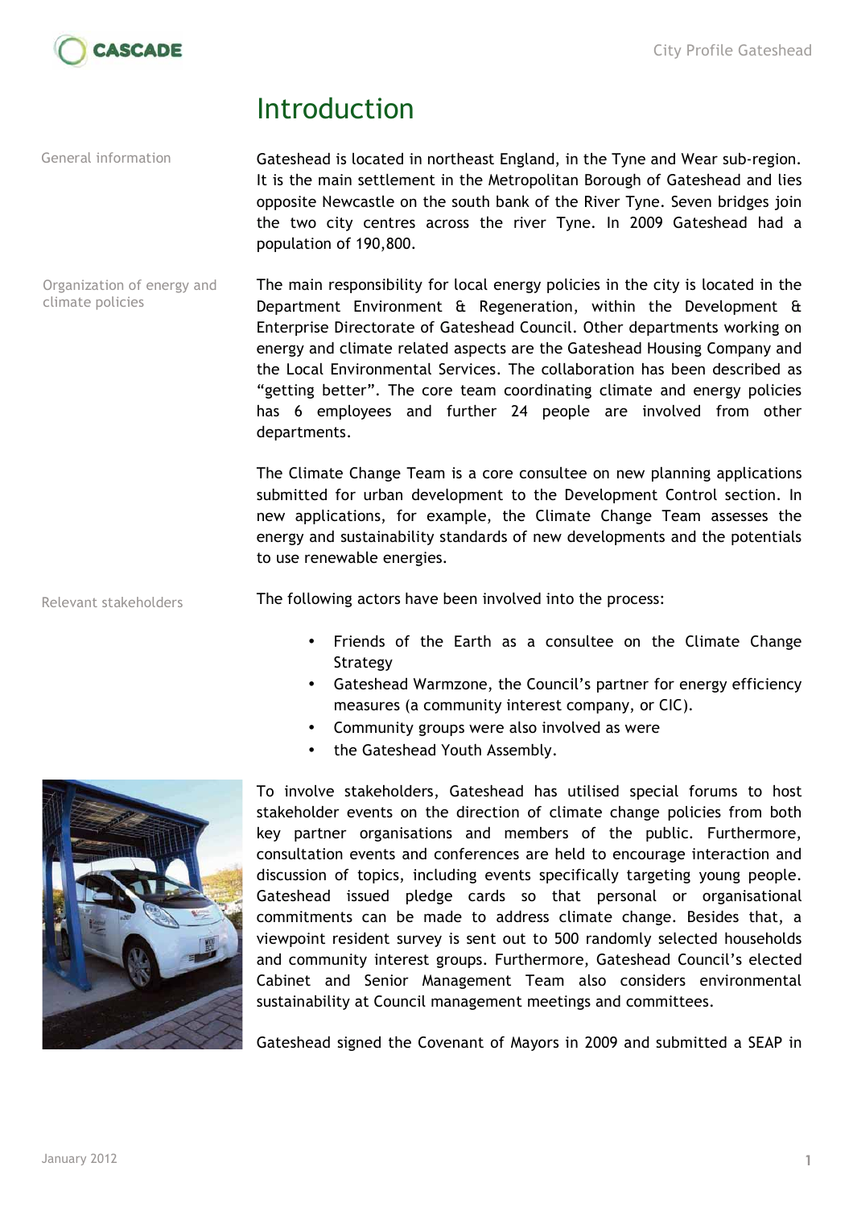# Introduction

General information

Gateshead is located in northeast England, in the Tyne and Wear sub-region. It is the main settlement in the Metropolitan Borough of Gateshead and lies opposite Newcastle on the south bank of the River Tyne. Seven bridges join the two city centres across the river Tyne. In 2009 Gateshead had a population of 190,800.

Organization of energy and climate policies

The main responsibility for local energy policies in the city is located in the Department Environment & Regeneration, within the Development & Enterprise Directorate of Gateshead Council. Other departments working on energy and climate related aspects are the Gateshead Housing Company and the Local Environmental Services. The collaboration has been described as "getting better". The core team coordinating climate and energy policies has 6 employees and further 24 people are involved from other departments.

The Climate Change Team is a core consultee on new planning applications submitted for urban development to the Development Control section. In new applications, for example, the Climate Change Team assesses the energy and sustainability standards of new developments and the potentials to use renewable energies.

Relevant stakeholders

The following actors have been involved into the process:

- Friends of the Earth as a consultee on the Climate Change Strategy
- Gateshead Warmzone, the Council's partner for energy efficiency measures (a community interest company, or CIC).
- Community groups were also involved as were
- the Gateshead Youth Assembly.

To involve stakeholders, Gateshead has utilised special forums to host stakeholder events on the direction of climate change policies from both key partner organisations and members of the public. Furthermore, consultation events and conferences are held to encourage interaction and discussion of topics, including events specifically targeting young people. Gateshead issued pledge cards so that personal or organisational commitments can be made to address climate change. Besides that, a viewpoint resident survey is sent out to 500 randomly selected households and community interest groups. Furthermore, Gateshead Council's elected Cabinet and Senior Management Team also considers environmental sustainability at Council management meetings and committees.

Gateshead signed the Covenant of Mayors in 2009 and submitted a SEAP in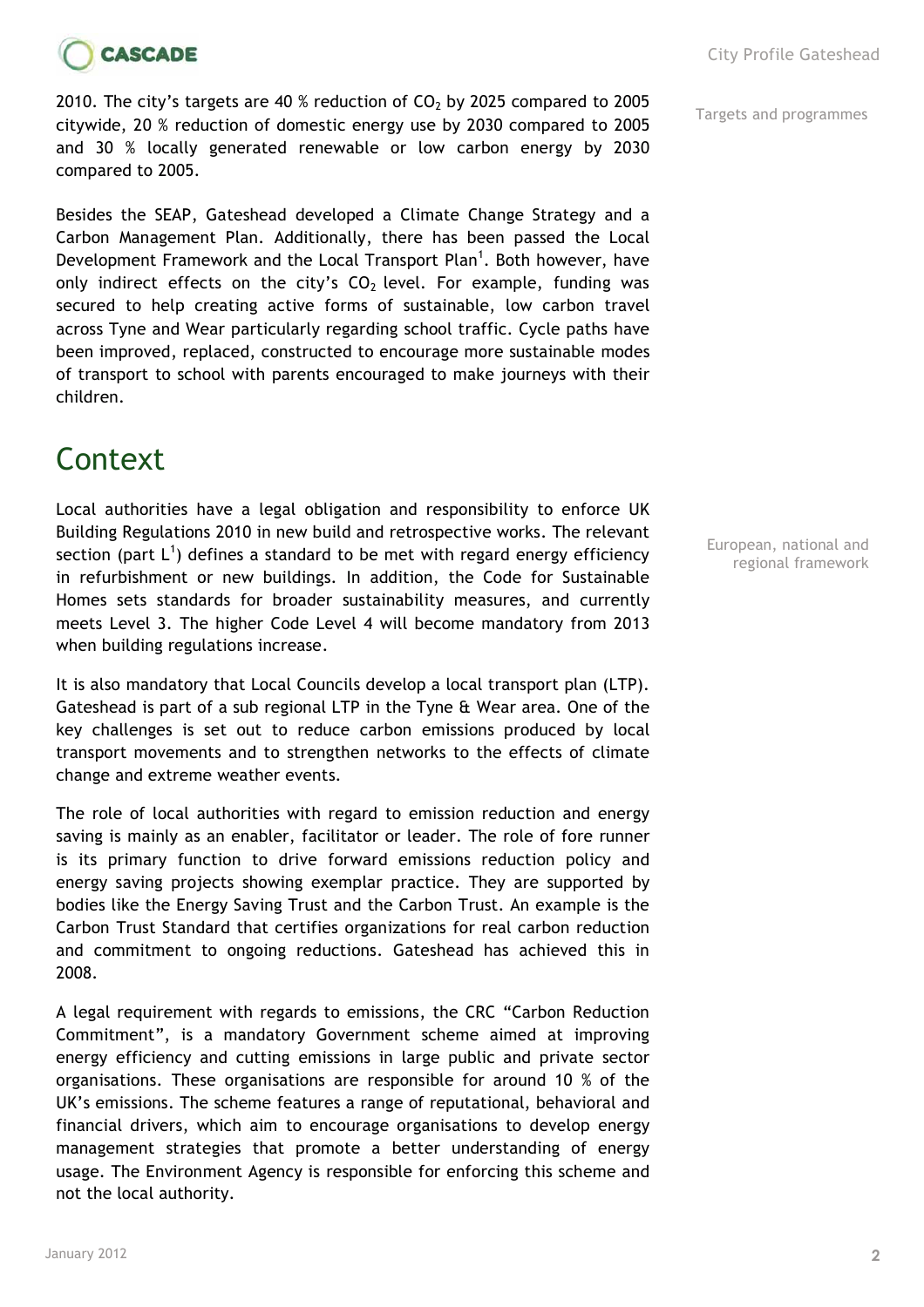2010. The city's targets are 40 % reduction of $CO_2$ by 2025 compared to 2005 citywide, 20 % reduction of domestic energy use by 2030 compared to 2005 and 30 % locally generated renewable or low carbon energy by 2030 compared to 2005.

Targets and programmes

Besides the SEAP, Gateshead developed a Climate Change Strategy and a Carbon Management Plan. Additionally, there has been passed the Local Development Framework and the Local Transport Plan[1]. Both however, have only indirect effects on the city's $CO_2$ level. For example, funding was secured to help creating active forms of sustainable, low carbon travel across Tyne and Wear particularly regarding school traffic. Cycle paths have been improved, replaced, constructed to encourage more sustainable modes of transport to school with parents encouraged to make journeys with their children.

# Context

European, national and regional framework

Local authorities have a legal obligation and responsibility to enforce UK Building Regulations 2010 in new build and retrospective works. The relevant section (part L[1]) defines a standard to be met with regard energy efficiency in refurbishment or new buildings. In addition, the Code for Sustainable Homes sets standards for broader sustainability measures, and currently meets Level 3. The higher Code Level 4 will become mandatory from 2013 when building regulations increase.

It is also mandatory that Local Councils develop a local transport plan (LTP). Gateshead is part of a sub regional LTP in the Tyne & Wear area. One of the key challenges is set out to reduce carbon emissions produced by local transport movements and to strengthen networks to the effects of climate change and extreme weather events.

The role of local authorities with regard to emission reduction and energy saving is mainly as an enabler, facilitator or leader. The role of fore runner is its primary function to drive forward emissions reduction policy and energy saving projects showing exemplar practice. They are supported by bodies like the Energy Saving Trust and the Carbon Trust. An example is the Carbon Trust Standard that certifies organizations for real carbon reduction and commitment to ongoing reductions. Gateshead has achieved this in 2008.

A legal requirement with regards to emissions, the CRC "Carbon Reduction Commitment", is a mandatory Government scheme aimed at improving energy efficiency and cutting emissions in large public and private sector organisations. These organisations are responsible for around 10 % of the UK's emissions. The scheme features a range of reputational, behavioral and financial drivers, which aim to encourage organisations to develop energy management strategies that promote a better understanding of energy usage. The Environment Agency is responsible for enforcing this scheme and not the local authority.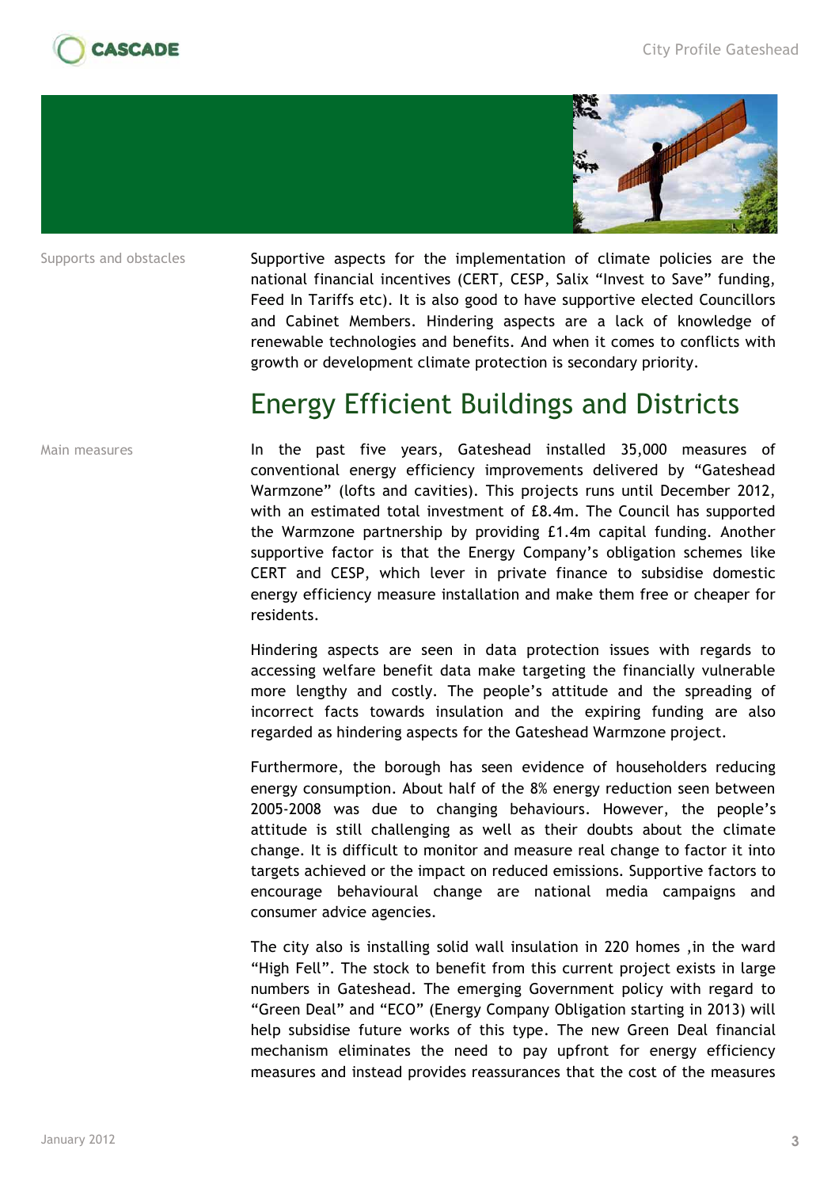Supports and obstacles

Supportive aspects for the implementation of climate policies are the national financial incentives (CERT, CESP, Salix "Invest to Save" funding, Feed In Tariffs etc). It is also good to have supportive elected Councillors and Cabinet Members. Hindering aspects are a lack of knowledge of renewable technologies and benefits. And when it comes to conflicts with growth or development climate protection is secondary priority.

## Energy Efficient Buildings and Districts

Main measures

In the past five years, Gateshead installed 35,000 measures of conventional energy efficiency improvements delivered by "Gateshead Warmzone" (lofts and cavities). This projects runs until December 2012, with an estimated total investment of £8.4m. The Council has supported the Warmzone partnership by providing £1.4m capital funding. Another supportive factor is that the Energy Company's obligation schemes like CERT and CESP, which lever in private finance to subsidise domestic energy efficiency measure installation and make them free or cheaper for residents.

Hindering aspects are seen in data protection issues with regards to accessing welfare benefit data make targeting the financially vulnerable more lengthy and costly. The people's attitude and the spreading of incorrect facts towards insulation and the expiring funding are also regarded as hindering aspects for the Gateshead Warmzone project.

Furthermore, the borough has seen evidence of householders reducing energy consumption. About half of the 8% energy reduction seen between 2005-2008 was due to changing behaviours. However, the people's attitude is still challenging as well as their doubts about the climate change. It is difficult to monitor and measure real change to factor it into targets achieved or the impact on reduced emissions. Supportive factors to encourage behavioural change are national media campaigns and consumer advice agencies.

The city also is installing solid wall insulation in 220 homes ,in the ward "High Fell". The stock to benefit from this current project exists in large numbers in Gateshead. The emerging Government policy with regard to "Green Deal" and "ECO" (Energy Company Obligation starting in 2013) will help subsidise future works of this type. The new Green Deal financial mechanism eliminates the need to pay upfront for energy efficiency measures and instead provides reassurances that the cost of the measures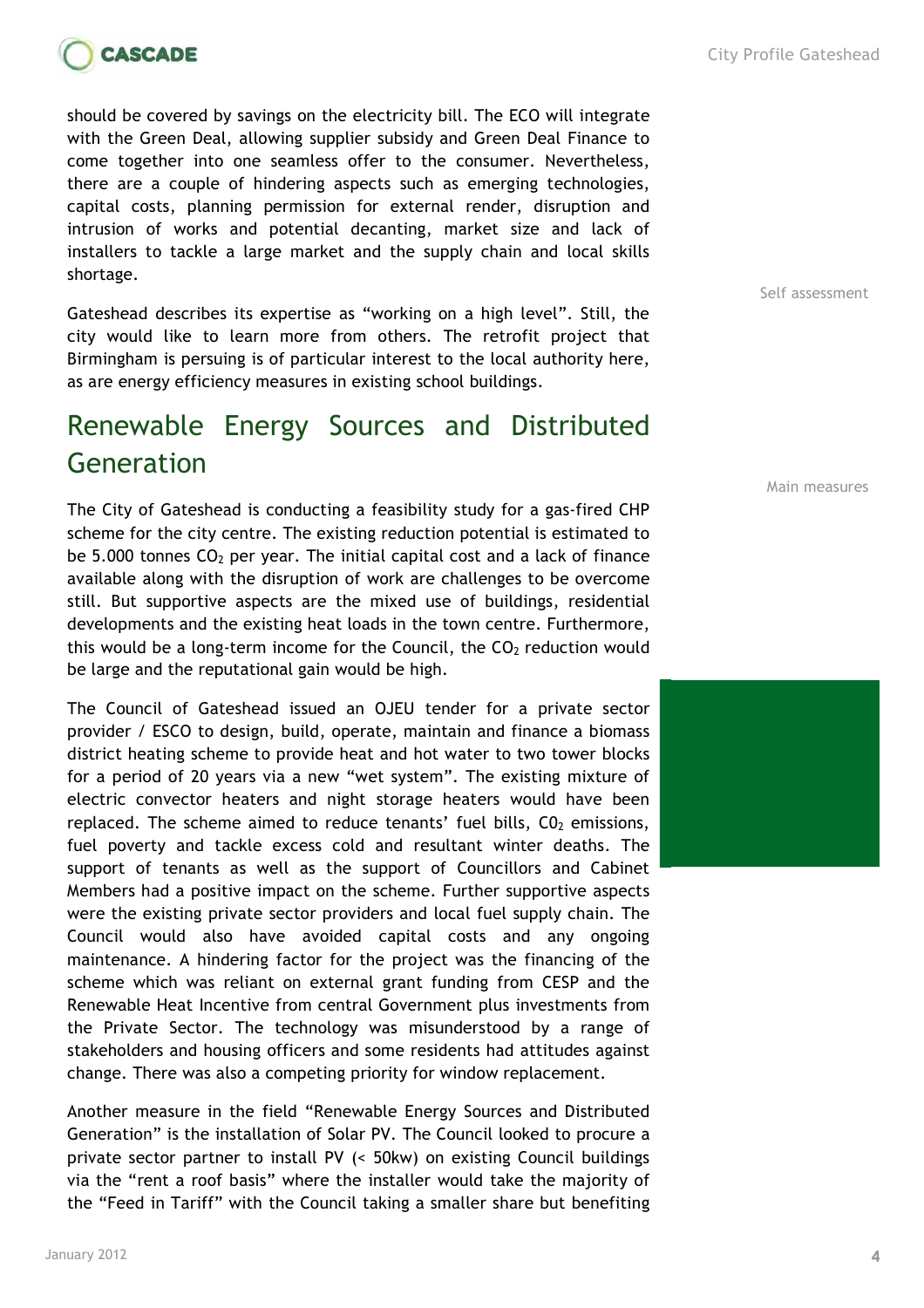should be covered by savings on the electricity bill. The ECO will integrate with the Green Deal, allowing supplier subsidy and Green Deal Finance to come together into one seamless offer to the consumer. Nevertheless, there are a couple of hindering aspects such as emerging technologies, capital costs, planning permission for external render, disruption and intrusion of works and potential decanting, market size and lack of installers to tackle a large market and the supply chain and local skills shortage.

Self assessment

Gateshead describes its expertise as "working on a high level". Still, the city would like to learn more from others. The retrofit project that Birmingham is persuing is of particular interest to the local authority here, as are energy efficiency measures in existing school buildings.

## Renewable Energy Sources and Distributed Generation

Main measures

The City of Gateshead is conducting a feasibility study for a gas-fired CHP scheme for the city centre. The existing reduction potential is estimated to be 5.000 tonnes $CO_2$ per year. The initial capital cost and a lack of finance available along with the disruption of work are challenges to be overcome still. But supportive aspects are the mixed use of buildings, residential developments and the existing heat loads in the town centre. Furthermore, this would be a long-term income for the Council, the $CO_2$ reduction would be large and the reputational gain would be high.

The Council of Gateshead issued an OJEU tender for a private sector provider / ESCO to design, build, operate, maintain and finance a biomass district heating scheme to provide heat and hot water to two tower blocks for a period of 20 years via a new "wet system". The existing mixture of electric convector heaters and night storage heaters would have been replaced. The scheme aimed to reduce tenants' fuel bills, $C0_2$ emissions, fuel poverty and tackle excess cold and resultant winter deaths. The support of tenants as well as the support of Councillors and Cabinet Members had a positive impact on the scheme. Further supportive aspects were the existing private sector providers and local fuel supply chain. The Council would also have avoided capital costs and any ongoing maintenance. A hindering factor for the project was the financing of the scheme which was reliant on external grant funding from CESP and the Renewable Heat Incentive from central Government plus investments from the Private Sector. The technology was misunderstood by a range of stakeholders and housing officers and some residents had attitudes against change. There was also a competing priority for window replacement.

Another measure in the field "Renewable Energy Sources and Distributed Generation" is the installation of Solar PV. The Council looked to procure a private sector partner to install PV (< 50kw) on existing Council buildings via the "rent a roof basis" where the installer would take the majority of the "Feed in Tariff" with the Council taking a smaller share but benefiting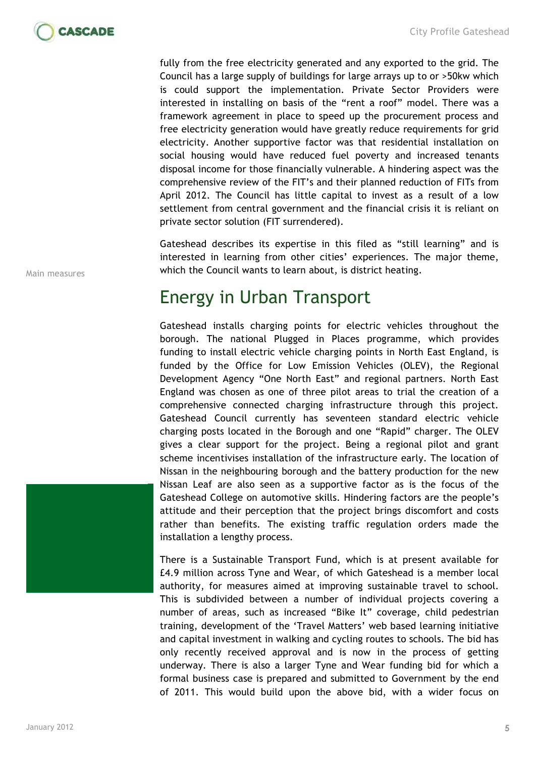fully from the free electricity generated and any exported to the grid. The Council has a large supply of buildings for large arrays up to or >50kw which is could support the implementation. Private Sector Providers were interested in installing on basis of the "rent a roof" model. There was a framework agreement in place to speed up the procurement process and free electricity generation would have greatly reduce requirements for grid electricity. Another supportive factor was that residential installation on social housing would have reduced fuel poverty and increased tenants disposal income for those financially vulnerable. A hindering aspect was the comprehensive review of the FIT's and their planned reduction of FITs from April 2012. The Council has little capital to invest as a result of a low settlement from central government and the financial crisis it is reliant on private sector solution (FIT surrendered).

Gateshead describes its expertise in this filed as "still learning" and is interested in learning from other cities' experiences. The major theme, which the Council wants to learn about, is district heating.

Main measures

## Energy in Urban Transport

Gateshead installs charging points for electric vehicles throughout the borough. The national Plugged in Places programme, which provides funding to install electric vehicle charging points in North East England, is funded by the Office for Low Emission Vehicles (OLEV), the Regional Development Agency "One North East" and regional partners. North East England was chosen as one of three pilot areas to trial the creation of a comprehensive connected charging infrastructure through this project. Gateshead Council currently has seventeen standard electric vehicle charging posts located in the Borough and one "Rapid" charger. The OLEV gives a clear support for the project. Being a regional pilot and grant scheme incentivises installation of the infrastructure early. The location of Nissan in the neighbouring borough and the battery production for the new Nissan Leaf are also seen as a supportive factor as is the focus of the Gateshead College on automotive skills. Hindering factors are the people's attitude and their perception that the project brings discomfort and costs rather than benefits. The existing traffic regulation orders made the installation a lengthy process.

There is a Sustainable Transport Fund, which is at present available for £4.9 million across Tyne and Wear, of which Gateshead is a member local authority, for measures aimed at improving sustainable travel to school. This is subdivided between a number of individual projects covering a number of areas, such as increased "Bike It" coverage, child pedestrian training, development of the 'Travel Matters' web based learning initiative and capital investment in walking and cycling routes to schools. The bid has only recently received approval and is now in the process of getting underway. There is also a larger Tyne and Wear funding bid for which a formal business case is prepared and submitted to Government by the end of 2011. This would build upon the above bid, with a wider focus on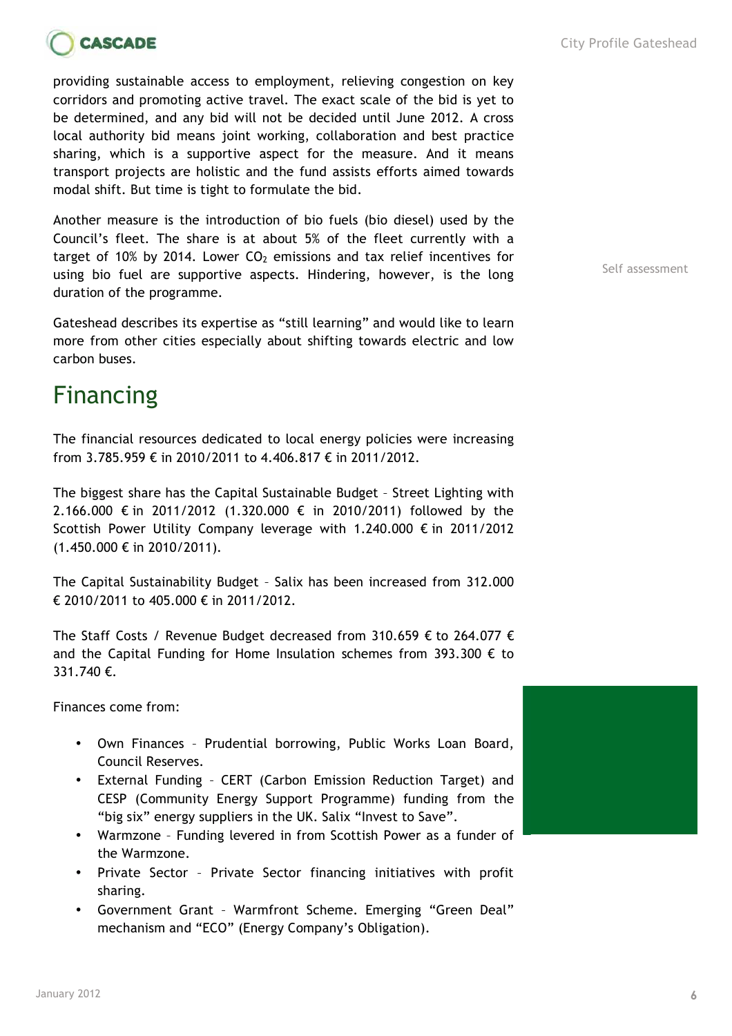providing sustainable access to employment, relieving congestion on key corridors and promoting active travel. The exact scale of the bid is yet to be determined, and any bid will not be decided until June 2012. A cross local authority bid means joint working, collaboration and best practice sharing, which is a supportive aspect for the measure. And it means transport projects are holistic and the fund assists efforts aimed towards modal shift. But time is tight to formulate the bid.

Another measure is the introduction of bio fuels (bio diesel) used by the Council's fleet. The share is at about 5% of the fleet currently with a target of 10% by 2014. Lower $CO_2$ emissions and tax relief incentives for using bio fuel are supportive aspects. Hindering, however, is the long duration of the programme.

Self assessment

Gateshead describes its expertise as "still learning" and would like to learn more from other cities especially about shifting towards electric and low carbon buses.

# Financing

The financial resources dedicated to local energy policies were increasing from 3.785.959 € in 2010/2011 to 4.406.817 € in 2011/2012.

The biggest share has the Capital Sustainable Budget – Street Lighting with 2.166.000 € in 2011/2012 (1.320.000 € in 2010/2011) followed by the Scottish Power Utility Company leverage with 1.240.000 € in 2011/2012 (1.450.000 € in 2010/2011).

The Capital Sustainability Budget – Salix has been increased from 312.000 € 2010/2011 to 405.000 € in 2011/2012.

The Staff Costs / Revenue Budget decreased from 310.659 € to 264.077 € and the Capital Funding for Home Insulation schemes from 393.300 € to 331.740 €.

Finances come from:

- Own Finances – Prudential borrowing, Public Works Loan Board, Council Reserves.
- External Funding – CERT (Carbon Emission Reduction Target) and CESP (Community Energy Support Programme) funding from the "big six" energy suppliers in the UK. Salix "Invest to Save".
- Warmzone – Funding levered in from Scottish Power as a funder of the Warmzone.
- Private Sector – Private Sector financing initiatives with profit sharing.
- Government Grant – Warmfront Scheme. Emerging "Green Deal" mechanism and "ECO" (Energy Company's Obligation).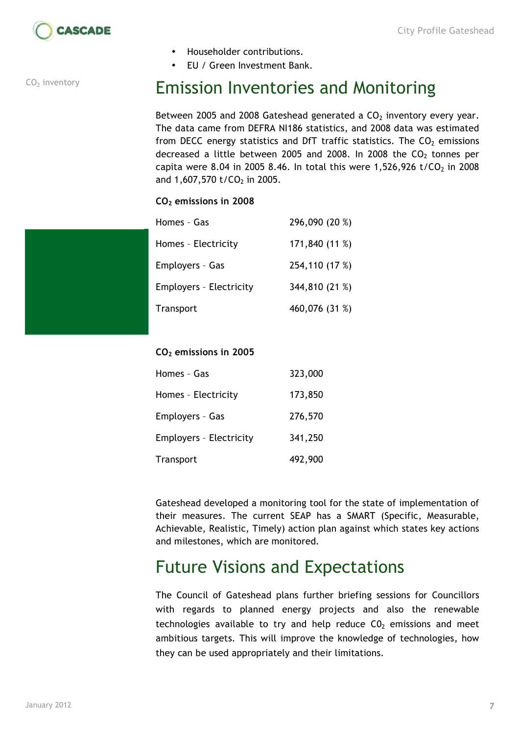- Householder contributions.
- EU / Green Investment Bank.

CO$_2$ inventory

# Emission Inventories and Monitoring

Between 2005 and 2008 Gateshead generated a CO$_2$ inventory every year. The data came from DEFRA NI186 statistics, and 2008 data was estimated from DECC energy statistics and DfT traffic statistics. The CO$_2$ emissions decreased a little between 2005 and 2008. In 2008 the CO$_2$ tonnes per capita were 8.04 in 2005 8.46. In total this were 1,526,926 t/CO$_2$ in 2008 and 1,607,570 t/CO$_2$ in 2005.

**CO$_2$ emissions in 2008**

| | |
|---|---|
| Homes - Gas | 296,090 (20 %) |
| Homes - Electricity | 171,840 (11 %) |
| Employers - Gas | 254,110 (17 %) |
| Employers - Electricity | 344,810 (21 %) |
| Transport | 460,076 (31 %) |

**CO$_2$ emissions in 2005**

| | |
|---|---|
| Homes - Gas | 323,000 |
| Homes - Electricity | 173,850 |
| Employers - Gas | 276,570 |
| Employers - Electricity | 341,250 |
| Transport | 492,900 |

Gateshead developed a monitoring tool for the state of implementation of their measures. The current SEAP has a SMART (Specific, Measurable, Achievable, Realistic, Timely) action plan against which states key actions and milestones, which are monitored.

# Future Visions and Expectations

The Council of Gateshead plans further briefing sessions for Councillors with regards to planned energy projects and also the renewable technologies available to try and help reduce C0$_2$ emissions and meet ambitious targets. This will improve the knowledge of technologies, how they can be used appropriately and their limitations.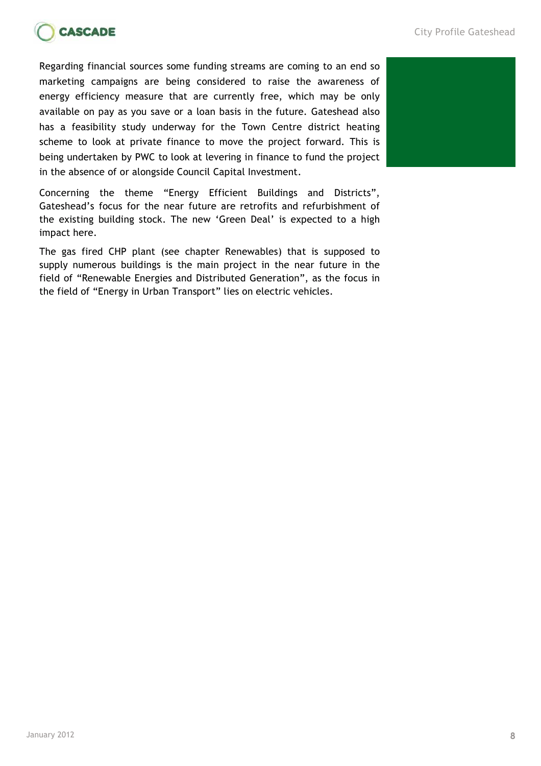Regarding financial sources some funding streams are coming to an end so marketing campaigns are being considered to raise the awareness of energy efficiency measure that are currently free, which may be only available on pay as you save or a loan basis in the future. Gateshead also has a feasibility study underway for the Town Centre district heating scheme to look at private finance to move the project forward. This is being undertaken by PWC to look at levering in finance to fund the project in the absence of or alongside Council Capital Investment.

Concerning the theme “Energy Efficient Buildings and Districts”, Gateshead’s focus for the near future are retrofits and refurbishment of the existing building stock. The new ‘Green Deal’ is expected to a high impact here.

The gas fired CHP plant (see chapter Renewables) that is supposed to supply numerous buildings is the main project in the near future in the field of “Renewable Energies and Distributed Generation”, as the focus in the field of “Energy in Urban Transport” lies on electric vehicles.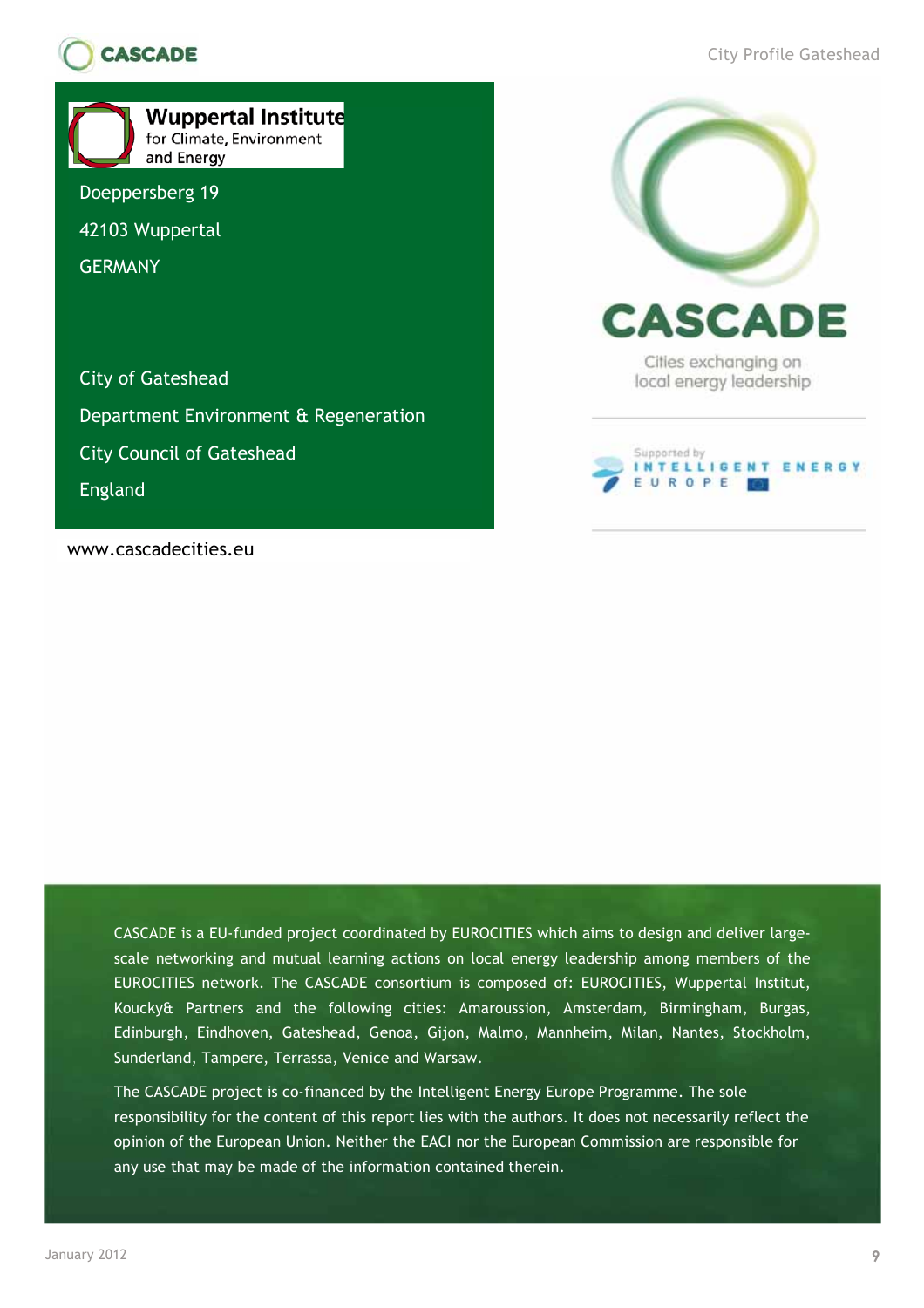Wuppertal Institute for Climate, Environment and Energy

Doeppersberg 19

42103 Wuppertal

GERMANY

City of Gateshead

Department Environment & Regeneration

City Council of Gateshead

England

www.cascadecities.eu

CASCADE

Cities exchanging on local energy leadership

Supported by INTELLIGENT ENERGY EUROPE

CASCADE is a EU-funded project coordinated by EUROCITIES which aims to design and deliver large-scale networking and mutual learning actions on local energy leadership among members of the EUROCITIES network. The CASCADE consortium is composed of: EUROCITIES, Wuppertal Institut, Koucky& Partners and the following cities: Amaroussion, Amsterdam, Birmingham, Burgas, Edinburgh, Eindhoven, Gateshead, Genoa, Gijon, Malmo, Mannheim, Milan, Nantes, Stockholm, Sunderland, Tampere, Terrassa, Venice and Warsaw.

The CASCADE project is co-financed by the Intelligent Energy Europe Programme. The sole responsibility for the content of this report lies with the authors. It does not necessarily reflect the opinion of the European Union. Neither the EACI nor the European Commission are responsible for any use that may be made of the information contained therein.

January 2012